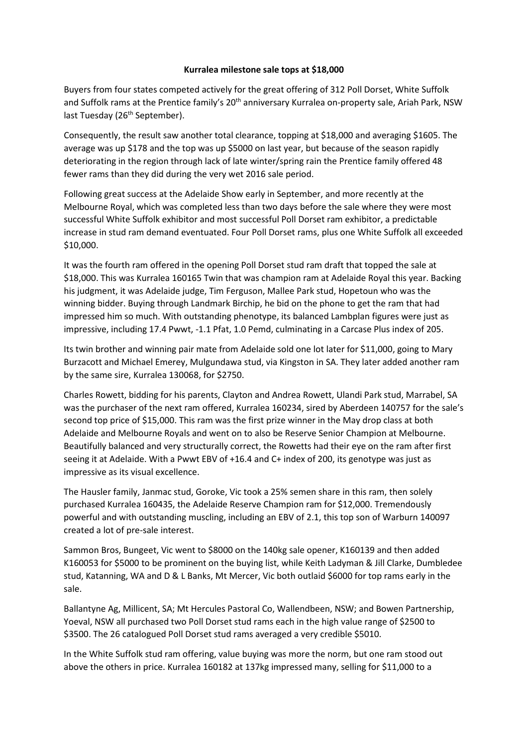**Kurralea milestone sale tops at $18,000**

Buyers from four states competed actively for the great offering of 312 Poll Dorset, White Suffolk and Suffolk rams at the Prentice family's 20th anniversary Kurralea on-property sale, Ariah Park, NSW last Tuesday (26th September).

Consequently, the result saw another total clearance, topping at $18,000 and averaging $1605. The average was up $178 and the top was up $5000 on last year, but because of the season rapidly deteriorating in the region through lack of late winter/spring rain the Prentice family offered 48 fewer rams than they did during the very wet 2016 sale period.

Following great success at the Adelaide Show early in September, and more recently at the Melbourne Royal, which was completed less than two days before the sale where they were most successful White Suffolk exhibitor and most successful Poll Dorset ram exhibitor, a predictable increase in stud ram demand eventuated. Four Poll Dorset rams, plus one White Suffolk all exceeded $10,000.

It was the fourth ram offered in the opening Poll Dorset stud ram draft that topped the sale at $18,000. This was Kurralea 160165 Twin that was champion ram at Adelaide Royal this year. Backing his judgment, it was Adelaide judge, Tim Ferguson, Mallee Park stud, Hopetoun who was the winning bidder. Buying through Landmark Birchip, he bid on the phone to get the ram that had impressed him so much. With outstanding phenotype, its balanced Lambplan figures were just as impressive, including 17.4 Pwwt, -1.1 Pfat, 1.0 Pemd, culminating in a Carcase Plus index of 205.

Its twin brother and winning pair mate from Adelaide sold one lot later for $11,000, going to Mary Burzacott and Michael Emerey, Mulgundawa stud, via Kingston in SA. They later added another ram by the same sire, Kurralea 130068, for $2750.

Charles Rowett, bidding for his parents, Clayton and Andrea Rowett, Ulandi Park stud, Marrabel, SA was the purchaser of the next ram offered, Kurralea 160234, sired by Aberdeen 140757 for the sale's second top price of $15,000. This ram was the first prize winner in the May drop class at both Adelaide and Melbourne Royals and went on to also be Reserve Senior Champion at Melbourne. Beautifully balanced and very structurally correct, the Rowetts had their eye on the ram after first seeing it at Adelaide. With a Pwwt EBV of +16.4 and C+ index of 200, its genotype was just as impressive as its visual excellence.

The Hausler family, Janmac stud, Goroke, Vic took a 25% semen share in this ram, then solely purchased Kurralea 160435, the Adelaide Reserve Champion ram for $12,000. Tremendously powerful and with outstanding muscling, including an EBV of 2.1, this top son of Warburn 140097 created a lot of pre-sale interest.

Sammon Bros, Bungeet, Vic went to $8000 on the 140kg sale opener, K160139 and then added K160053 for $5000 to be prominent on the buying list, while Keith Ladyman & Jill Clarke, Dumbledee stud, Katanning, WA and D & L Banks, Mt Mercer, Vic both outlaid $6000 for top rams early in the sale.

Ballantyne Ag, Millicent, SA; Mt Hercules Pastoral Co, Wallendbeen, NSW; and Bowen Partnership, Yoeval, NSW all purchased two Poll Dorset stud rams each in the high value range of $2500 to $3500. The 26 catalogued Poll Dorset stud rams averaged a very credible $5010.

In the White Suffolk stud ram offering, value buying was more the norm, but one ram stood out above the others in price. Kurralea 160182 at 137kg impressed many, selling for $11,000 to a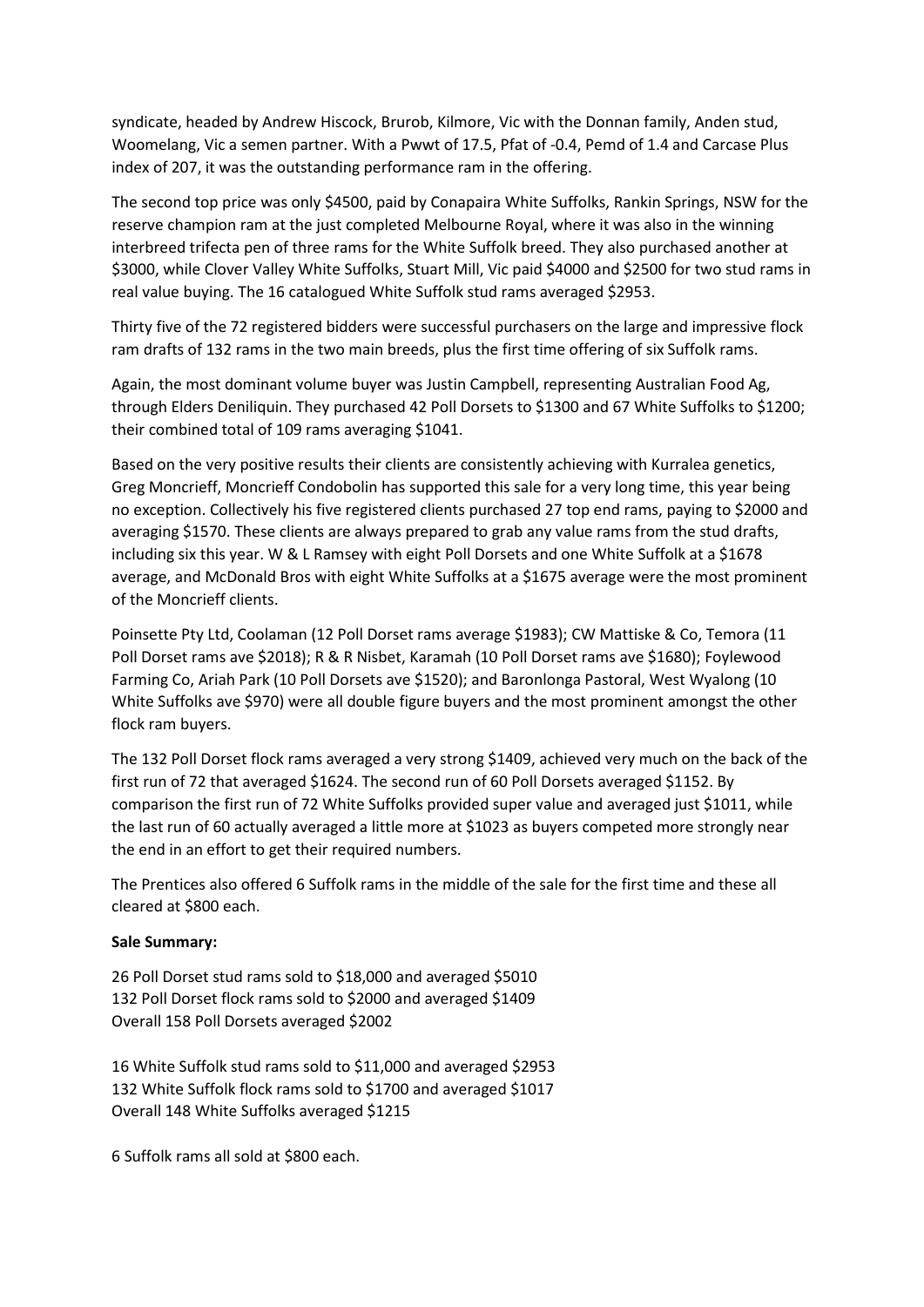syndicate, headed by Andrew Hiscock, Brurob, Kilmore, Vic with the Donnan family, Anden stud, Woomelang, Vic a semen partner. With a Pwwt of 17.5, Pfat of -0.4, Pemd of 1.4 and Carcase Plus index of 207, it was the outstanding performance ram in the offering.

The second top price was only $4500, paid by Conapaira White Suffolks, Rankin Springs, NSW for the reserve champion ram at the just completed Melbourne Royal, where it was also in the winning interbreed trifecta pen of three rams for the White Suffolk breed. They also purchased another at $3000, while Clover Valley White Suffolks, Stuart Mill, Vic paid $4000 and $2500 for two stud rams in real value buying. The 16 catalogued White Suffolk stud rams averaged $2953.

Thirty five of the 72 registered bidders were successful purchasers on the large and impressive flock ram drafts of 132 rams in the two main breeds, plus the first time offering of six Suffolk rams.

Again, the most dominant volume buyer was Justin Campbell, representing Australian Food Ag, through Elders Deniliquin. They purchased 42 Poll Dorsets to $1300 and 67 White Suffolks to $1200; their combined total of 109 rams averaging $1041.

Based on the very positive results their clients are consistently achieving with Kurralea genetics, Greg Moncrieff, Moncrieff Condobolin has supported this sale for a very long time, this year being no exception. Collectively his five registered clients purchased 27 top end rams, paying to $2000 and averaging $1570. These clients are always prepared to grab any value rams from the stud drafts, including six this year. W & L Ramsey with eight Poll Dorsets and one White Suffolk at a $1678 average, and McDonald Bros with eight White Suffolks at a $1675 average were the most prominent of the Moncrieff clients.

Poinsette Pty Ltd, Coolaman (12 Poll Dorset rams average $1983); CW Mattiske & Co, Temora (11 Poll Dorset rams ave $2018); R & R Nisbet, Karamah (10 Poll Dorset rams ave $1680); Foylewood Farming Co, Ariah Park (10 Poll Dorsets ave $1520); and Baronlonga Pastoral, West Wyalong (10 White Suffolks ave $970) were all double figure buyers and the most prominent amongst the other flock ram buyers.

The 132 Poll Dorset flock rams averaged a very strong $1409, achieved very much on the back of the first run of 72 that averaged $1624. The second run of 60 Poll Dorsets averaged $1152. By comparison the first run of 72 White Suffolks provided super value and averaged just $1011, while the last run of 60 actually averaged a little more at $1023 as buyers competed more strongly near the end in an effort to get their required numbers.

The Prentices also offered 6 Suffolk rams in the middle of the sale for the first time and these all cleared at $800 each.

**Sale Summary:**

26 Poll Dorset stud rams sold to $18,000 and averaged $5010
132 Poll Dorset flock rams sold to $2000 and averaged $1409
Overall 158 Poll Dorsets averaged $2002

16 White Suffolk stud rams sold to $11,000 and averaged $2953
132 White Suffolk flock rams sold to $1700 and averaged $1017
Overall 148 White Suffolks averaged $1215

6 Suffolk rams all sold at $800 each.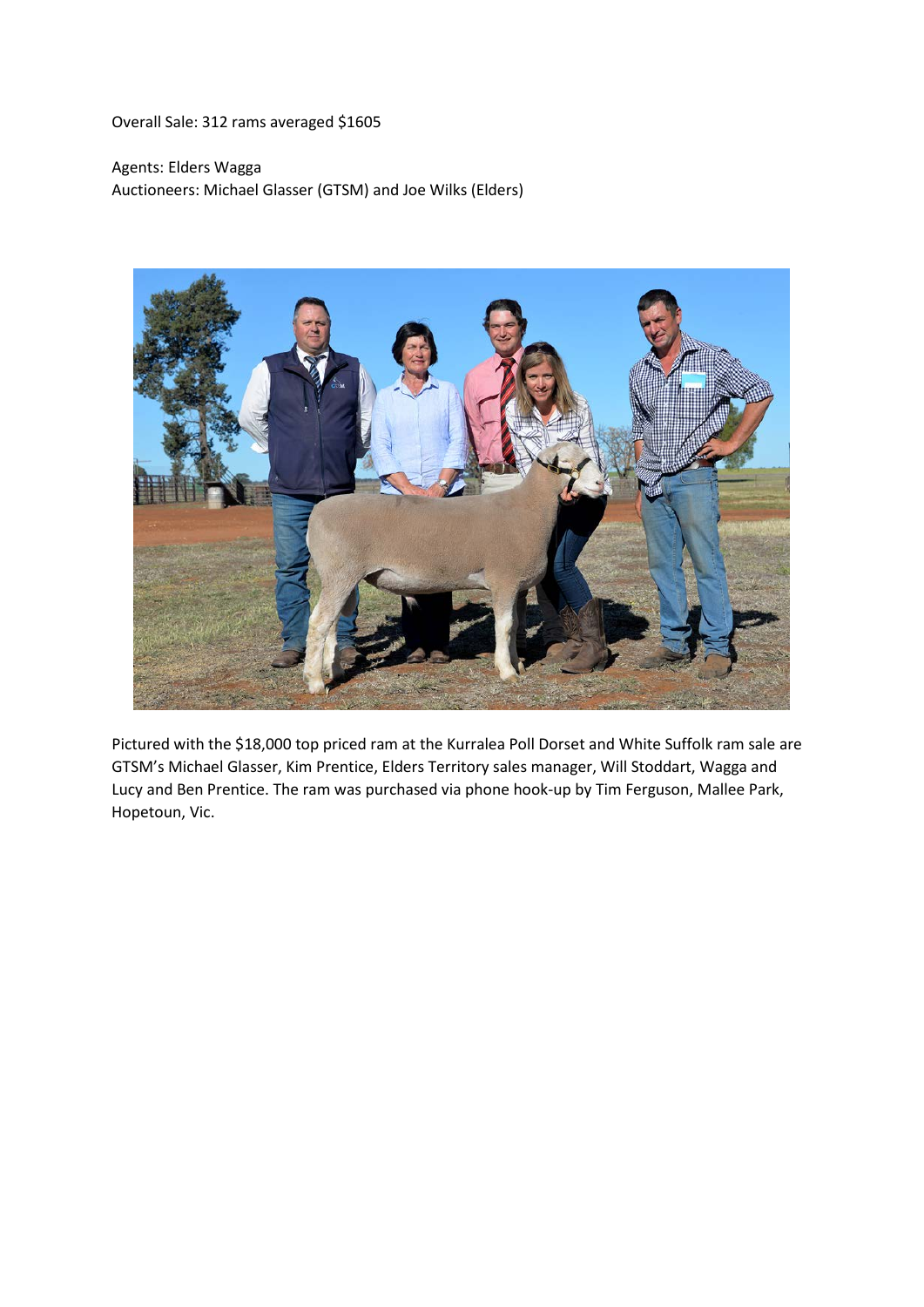Overall Sale: 312 rams averaged $1605

Agents: Elders Wagga
Auctioneers: Michael Glasser (GTSM) and Joe Wilks (Elders)

Pictured with the $18,000 top priced ram at the Kurralea Poll Dorset and White Suffolk ram sale are GTSM's Michael Glasser, Kim Prentice, Elders Territory sales manager, Will Stoddart, Wagga and Lucy and Ben Prentice. The ram was purchased via phone hook-up by Tim Ferguson, Mallee Park, Hopetoun, Vic.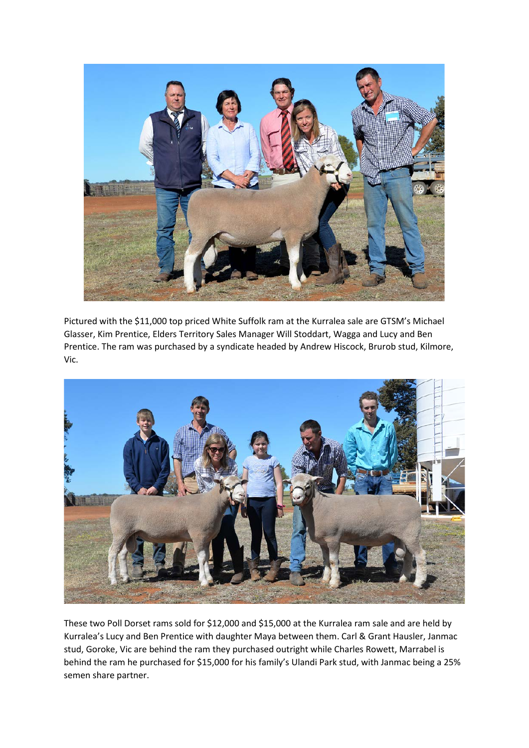Pictured with the $11,000 top priced White Suffolk ram at the Kurralea sale are GTSM's Michael Glasser, Kim Prentice, Elders Territory Sales Manager Will Stoddart, Wagga and Lucy and Ben Prentice. The ram was purchased by a syndicate headed by Andrew Hiscock, Brurob stud, Kilmore, Vic.

These two Poll Dorset rams sold for $12,000 and $15,000 at the Kurralea ram sale and are held by Kurralea's Lucy and Ben Prentice with daughter Maya between them. Carl & Grant Hausler, Janmac stud, Goroke, Vic are behind the ram they purchased outright while Charles Rowett, Marrabel is behind the ram he purchased for $15,000 for his family's Ulandi Park stud, with Janmac being a 25% semen share partner.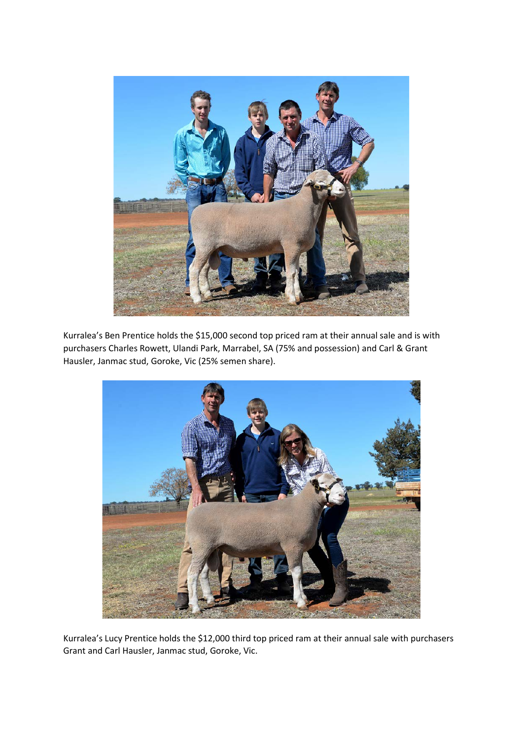Kurralea's Ben Prentice holds the $15,000 second top priced ram at their annual sale and is with purchasers Charles Rowett, Ulandi Park, Marrabel, SA (75% and possession) and Carl & Grant Hausler, Janmac stud, Goroke, Vic (25% semen share).

Kurralea's Lucy Prentice holds the $12,000 third top priced ram at their annual sale with purchasers Grant and Carl Hausler, Janmac stud, Goroke, Vic.